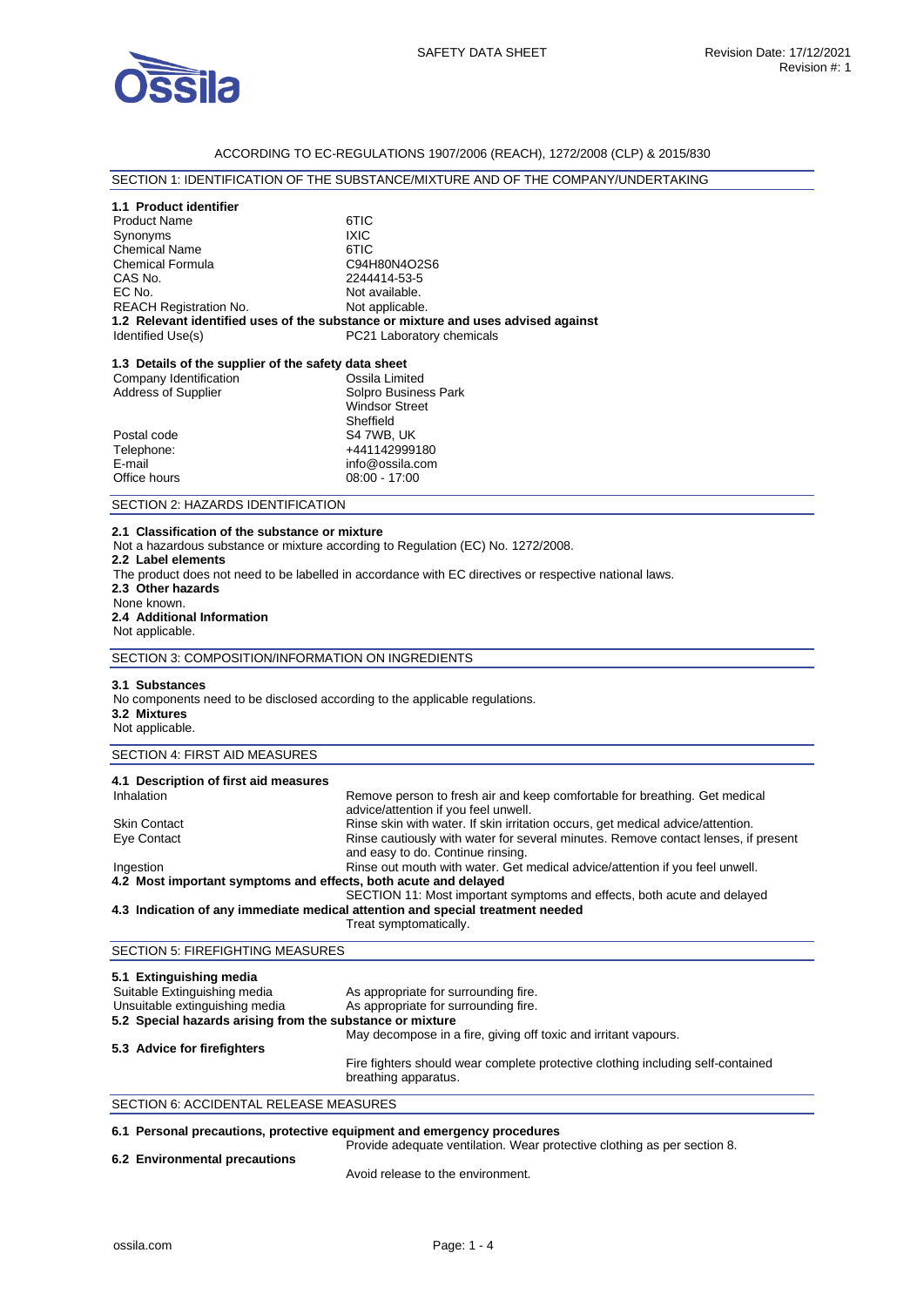SAFETY DATA SHEET

Revision Date: 17/12/2021
Revision #: 1

ACCORDING TO EC-REGULATIONS 1907/2006 (REACH), 1272/2008 (CLP) & 2015/830

## SECTION 1: IDENTIFICATION OF THE SUBSTANCE/MIXTURE AND OF THE COMPANY/UNDERTAKING

### 1.1 Product identifier

| | |
|---|---|
| Product Name | 6TIC |
| Synonyms | IXIC |
| Chemical Name | 6TIC |
| Chemical Formula | $C_{94}H_{80}N_4O_2S_6$ |
| CAS No. | 2244414-53-5 |
| EC No. | Not available. |
| REACH Registration No. | Not applicable. |

### 1.2 Relevant identified uses of the substance or mixture and uses advised against

| | |
|---|---|
| Identified Use(s) | PC21 Laboratory chemicals |

### 1.3 Details of the supplier of the safety data sheet

| | |
|---|---|
| Company Identification | Ossila Limited |
| Address of Supplier | Solpro Business Park<br>Windsor Street<br>Sheffield |
| Postal code | S4 7WB, UK |
| Telephone: | +441142999180 |
| E-mail | info@ossila.com |
| Office hours | 08:00 - 17:00 |

## SECTION 2: HAZARDS IDENTIFICATION

### 2.1 Classification of the substance or mixture

Not a hazardous substance or mixture according to Regulation (EC) No. 1272/2008.

### 2.2 Label elements

The product does not need to be labelled in accordance with EC directives or respective national laws.

### 2.3 Other hazards

None known.

### 2.4 Additional Information

Not applicable.

## SECTION 3: COMPOSITION/INFORMATION ON INGREDIENTS

### 3.1 Substances

No components need to be disclosed according to the applicable regulations.

### 3.2 Mixtures

Not applicable.

## SECTION 4: FIRST AID MEASURES

### 4.1 Description of first aid measures

| | |
|---|---|
| Inhalation | Remove person to fresh air and keep comfortable for breathing. Get medical advice/attention if you feel unwell. |
| Skin Contact | Rinse skin with water. If skin irritation occurs, get medical advice/attention. |
| Eye Contact | Rinse cautiously with water for several minutes. Remove contact lenses, if present and easy to do. Continue rinsing. |
| Ingestion | Rinse out mouth with water. Get medical advice/attention if you feel unwell. |

### 4.2 Most important symptoms and effects, both acute and delayed

SECTION 11: Most important symptoms and effects, both acute and delayed

### 4.3 Indication of any immediate medical attention and special treatment needed

Treat symptomatically.

## SECTION 5: FIREFIGHTING MEASURES

### 5.1 Extinguishing media

| | |
|---|---|
| Suitable Extinguishing media | As appropriate for surrounding fire. |
| Unsuitable extinguishing media | As appropriate for surrounding fire. |

### 5.2 Special hazards arising from the substance or mixture

May decompose in a fire, giving off toxic and irritant vapours.

### 5.3 Advice for firefighters

Fire fighters should wear complete protective clothing including self-contained breathing apparatus.

## SECTION 6: ACCIDENTAL RELEASE MEASURES

### 6.1 Personal precautions, protective equipment and emergency procedures

Provide adequate ventilation. Wear protective clothing as per section 8.

### 6.2 Environmental precautions

Avoid release to the environment.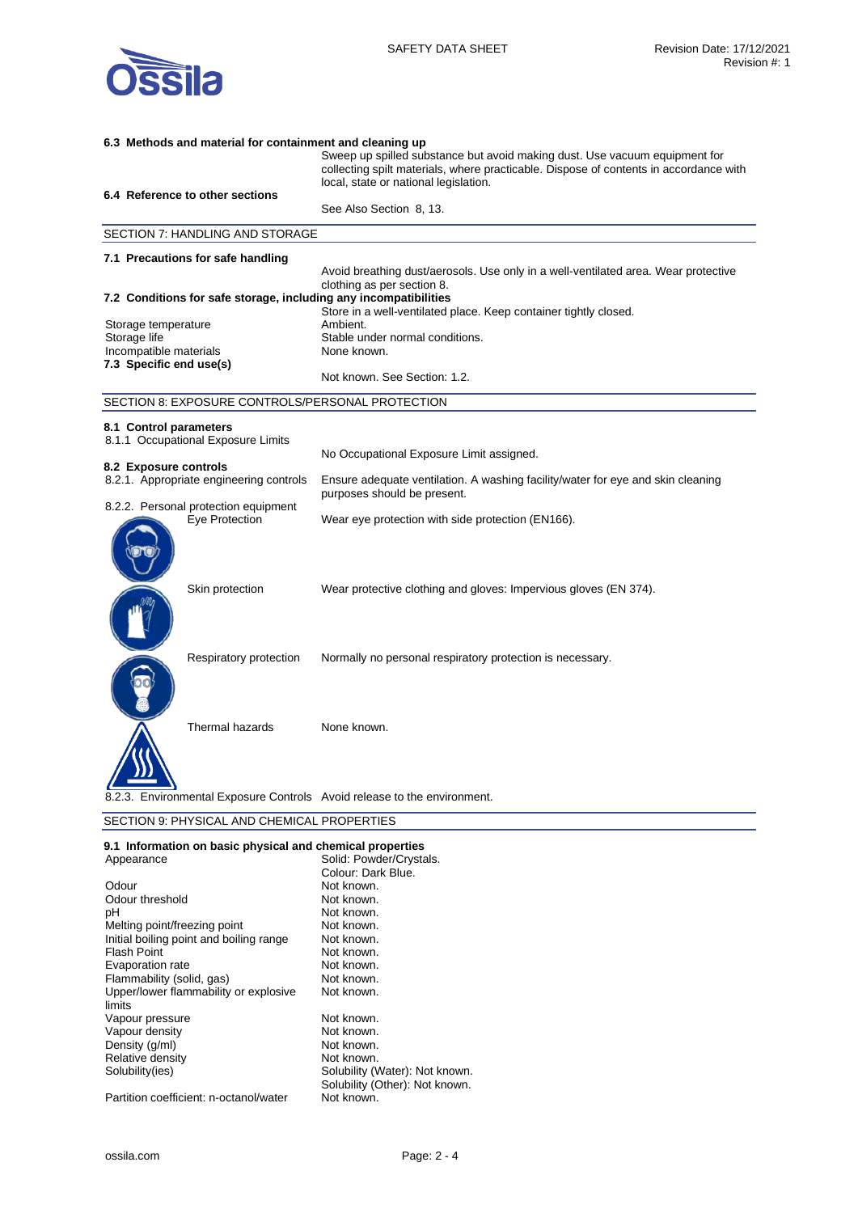### 6.3 Methods and material for containment and cleaning up

Sweep up spilled substance but avoid making dust. Use vacuum equipment for collecting spilt materials, where practicable. Dispose of contents in accordance with local, state or national legislation.

### 6.4 Reference to other sections

See Also Section 8, 13.

## SECTION 7: HANDLING AND STORAGE

### 7.1 Precautions for safe handling

Avoid breathing dust/aerosols. Use only in a well-ventilated area. Wear protective clothing as per section 8.

### 7.2 Conditions for safe storage, including any incompatibilities

Store in a well-ventilated place. Keep container tightly closed.

| | |
|---|---|
| Storage temperature | Ambient. |
| Storage life | Stable under normal conditions. |
| Incompatible materials | None known. |

### 7.3 Specific end use(s)

Not known. See Section: 1.2.

## SECTION 8: EXPOSURE CONTROLS/PERSONAL PROTECTION

### 8.1 Control parameters

8.1.1 Occupational Exposure Limits

No Occupational Exposure Limit assigned.

### 8.2 Exposure controls

| | |
|---|---|
| 8.2.1. Appropriate engineering controls | Ensure adequate ventilation. A washing facility/water for eye and skin cleaning purposes should be present. |
| 8.2.2. Personal protection equipment | |
| Eye Protection | Wear eye protection with side protection (EN166). |
| Skin protection | Wear protective clothing and gloves: Impervious gloves (EN 374). |
| Respiratory protection | Normally no personal respiratory protection is necessary. |
| Thermal hazards | None known. |
| 8.2.3. Environmental Exposure Controls | Avoid release to the environment. |

## SECTION 9: PHYSICAL AND CHEMICAL PROPERTIES

### 9.1 Information on basic physical and chemical properties

| | |
|---|---|
| Appearance | Solid: Powder/Crystals.<br>Colour: Dark Blue. |
| Odour | Not known. |
| Odour threshold | Not known. |
| pH | Not known. |
| Melting point/freezing point | Not known. |
| Initial boiling point and boiling range | Not known. |
| Flash Point | Not known. |
| Evaporation rate | Not known. |
| Flammability (solid, gas) | Not known. |
| Upper/lower flammability or explosive limits | Not known. |
| Vapour pressure | Not known. |
| Vapour density | Not known. |
| Density (g/ml) | Not known. |
| Relative density | Not known. |
| Solubility(ies) | Solubility (Water): Not known.<br>Solubility (Other): Not known. |
| Partition coefficient: n-octanol/water | Not known. |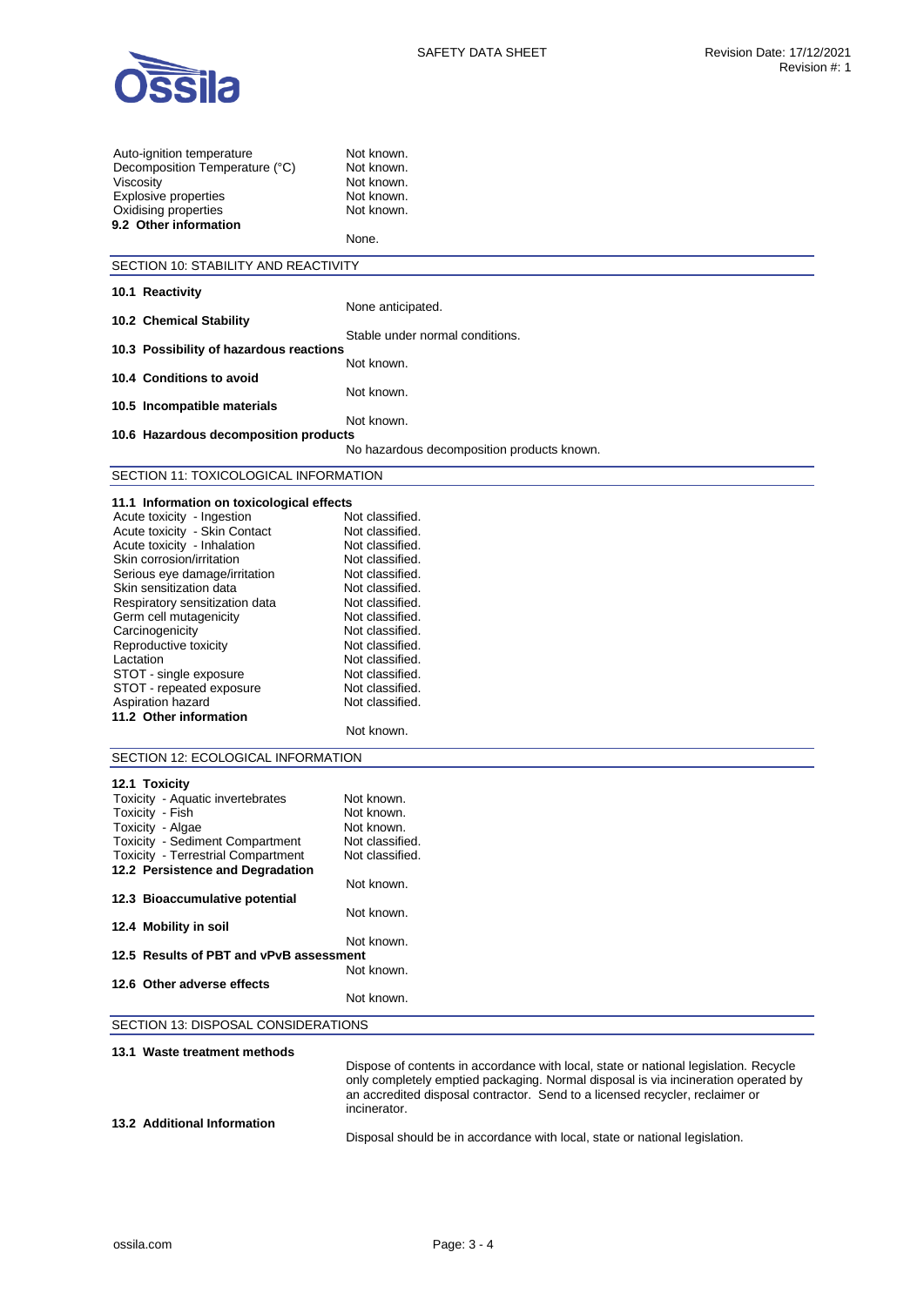| | |
|---|---|
| Auto-ignition temperature | Not known. |
| Decomposition Temperature (°C) | Not known. |
| Viscosity | Not known. |
| Explosive properties | Not known. |
| Oxidising properties | Not known. |

**9.2 Other information**

None.

## SECTION 10: STABILITY AND REACTIVITY

**10.1 Reactivity**

None anticipated.

**10.2 Chemical Stability**

Stable under normal conditions.

**10.3 Possibility of hazardous reactions**

Not known.

**10.4 Conditions to avoid**

Not known.

**10.5 Incompatible materials**

Not known.

**10.6 Hazardous decomposition products**

No hazardous decomposition products known.

## SECTION 11: TOXICOLOGICAL INFORMATION

**11.1 Information on toxicological effects**

| | |
|---|---|
| Acute toxicity - Ingestion | Not classified. |
| Acute toxicity - Skin Contact | Not classified. |
| Acute toxicity - Inhalation | Not classified. |
| Skin corrosion/irritation | Not classified. |
| Serious eye damage/irritation | Not classified. |
| Skin sensitization data | Not classified. |
| Respiratory sensitization data | Not classified. |
| Germ cell mutagenicity | Not classified. |
| Carcinogenicity | Not classified. |
| Reproductive toxicity | Not classified. |
| Lactation | Not classified. |
| STOT - single exposure | Not classified. |
| STOT - repeated exposure | Not classified. |
| Aspiration hazard | Not classified. |

**11.2 Other information**

Not known.

## SECTION 12: ECOLOGICAL INFORMATION

**12.1 Toxicity**

| | |
|---|---|
| Toxicity - Aquatic invertebrates | Not known. |
| Toxicity - Fish | Not known. |
| Toxicity - Algae | Not known. |
| Toxicity - Sediment Compartment | Not classified. |
| Toxicity - Terrestrial Compartment | Not classified. |

**12.2 Persistence and Degradation**

Not known.

**12.3 Bioaccumulative potential**

Not known.

**12.4 Mobility in soil**

Not known.

**12.5 Results of PBT and vPvB assessment**

Not known.

**12.6 Other adverse effects**

Not known.

## SECTION 13: DISPOSAL CONSIDERATIONS

**13.1 Waste treatment methods**

Dispose of contents in accordance with local, state or national legislation. Recycle only completely emptied packaging. Normal disposal is via incineration operated by an accredited disposal contractor. Send to a licensed recycler, reclaimer or incinerator.

**13.2 Additional Information**

Disposal should be in accordance with local, state or national legislation.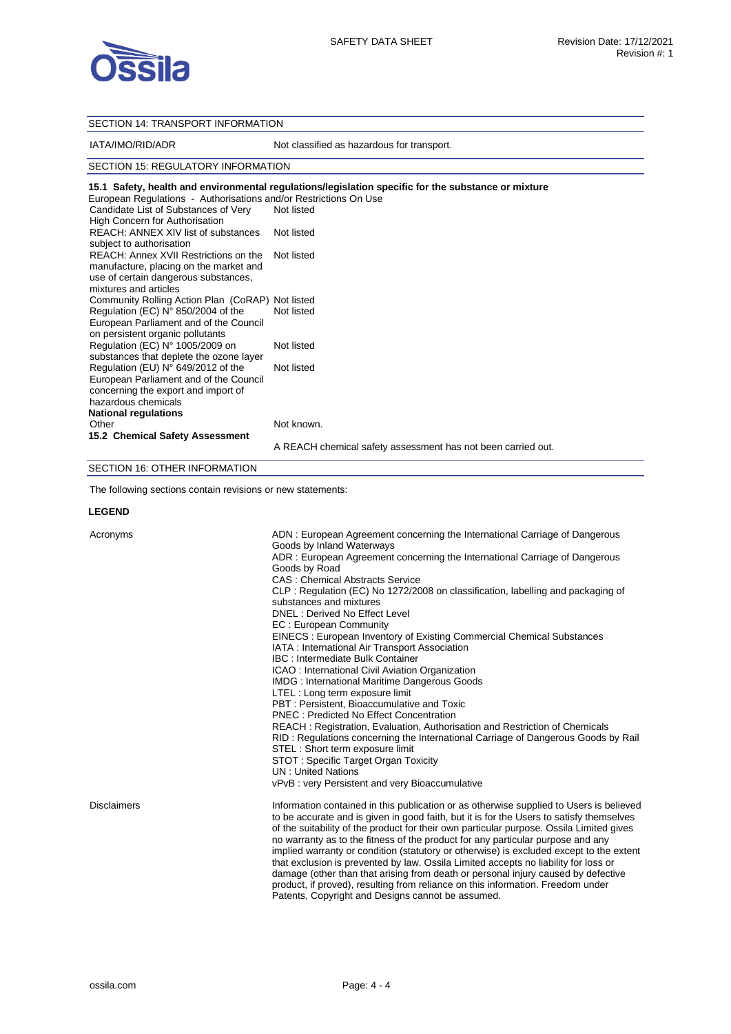## SECTION 14: TRANSPORT INFORMATION

| | |
|---|---|
| IATA/IMO/RID/ADR | Not classified as hazardous for transport. |

## SECTION 15: REGULATORY INFORMATION

**15.1 Safety, health and environmental regulations/legislation specific for the substance or mixture**

European Regulations - Authorisations and/or Restrictions On Use

| | |
|---|---|
| Candidate List of Substances of Very High Concern for Authorisation | Not listed |
| REACH: ANNEX XIV list of substances subject to authorisation | Not listed |
| REACH: Annex XVII Restrictions on the manufacture, placing on the market and use of certain dangerous substances, mixtures and articles | Not listed |
| Community Rolling Action Plan (CoRAP) | Not listed |
| Regulation (EC) N° 850/2004 of the European Parliament and of the Council on persistent organic pollutants | Not listed |
| Regulation (EC) N° 1005/2009 on substances that deplete the ozone layer | Not listed |
| Regulation (EU) N° 649/2012 of the European Parliament and of the Council concerning the export and import of hazardous chemicals | Not listed |

**National regulations**

| | |
|---|---|
| Other | Not known. |

**15.2 Chemical Safety Assessment**

A REACH chemical safety assessment has not been carried out.

## SECTION 16: OTHER INFORMATION

The following sections contain revisions or new statements:

**LEGEND**

Acronyms

ADN : European Agreement concerning the International Carriage of Dangerous Goods by Inland Waterways
ADR : European Agreement concerning the International Carriage of Dangerous Goods by Road
CAS : Chemical Abstracts Service
CLP : Regulation (EC) No 1272/2008 on classification, labelling and packaging of substances and mixtures
DNEL : Derived No Effect Level
EC : European Community
EINECS : European Inventory of Existing Commercial Chemical Substances
IATA : International Air Transport Association
IBC : Intermediate Bulk Container
ICAO : International Civil Aviation Organization
IMDG : International Maritime Dangerous Goods
LTEL : Long term exposure limit
PBT : Persistent, Bioaccumulative and Toxic
PNEC : Predicted No Effect Concentration
REACH : Registration, Evaluation, Authorisation and Restriction of Chemicals
RID : Regulations concerning the International Carriage of Dangerous Goods by Rail
STEL : Short term exposure limit
STOT : Specific Target Organ Toxicity
UN : United Nations
vPvB : very Persistent and very Bioaccumulative

Disclaimers

Information contained in this publication or as otherwise supplied to Users is believed to be accurate and is given in good faith, but it is for the Users to satisfy themselves of the suitability of the product for their own particular purpose. Ossila Limited gives no warranty as to the fitness of the product for any particular purpose and any implied warranty or condition (statutory or otherwise) is excluded except to the extent that exclusion is prevented by law. Ossila Limited accepts no liability for loss or damage (other than that arising from death or personal injury caused by defective product, if proved), resulting from reliance on this information. Freedom under Patents, Copyright and Designs cannot be assumed.